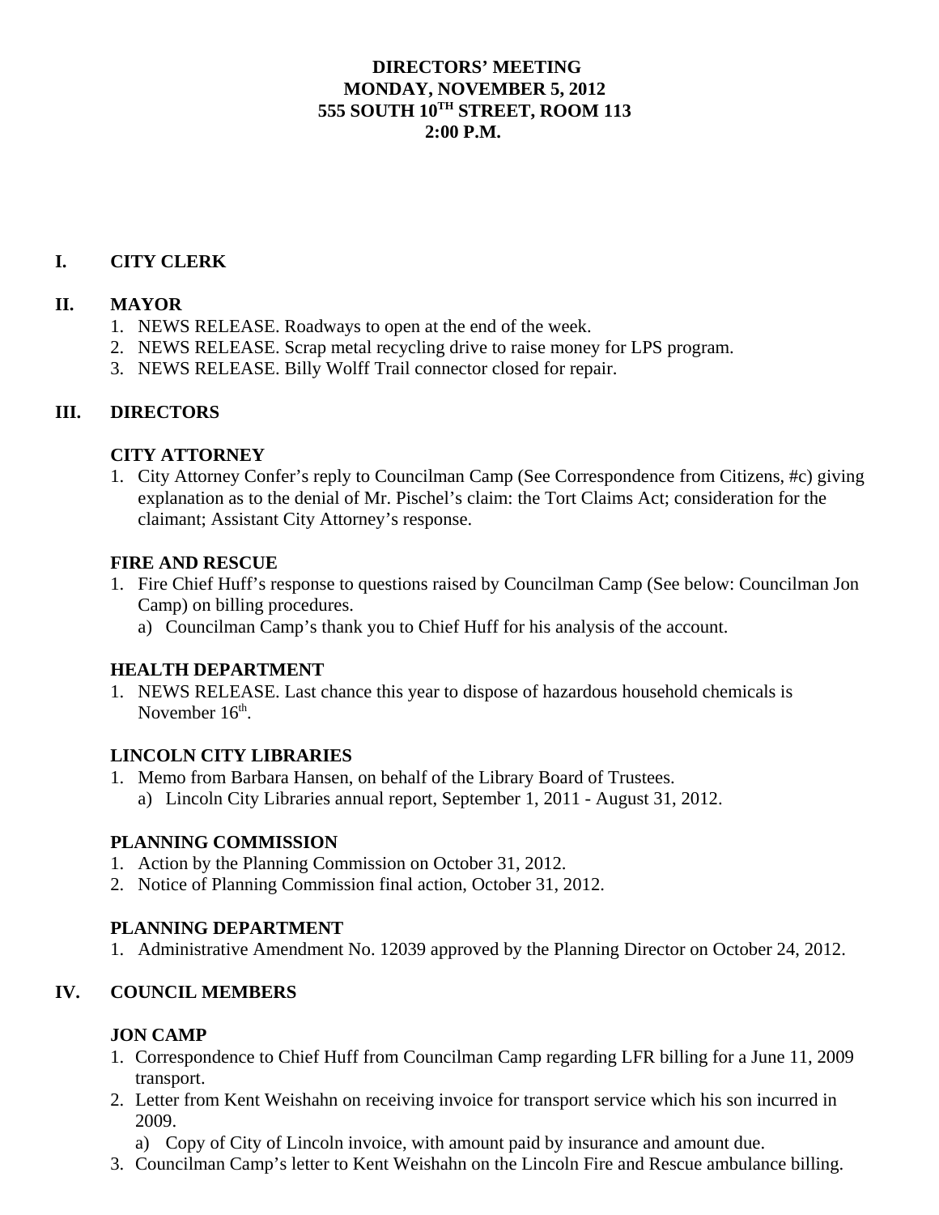**DIRECTORS' MEETING**
**MONDAY, NOVEMBER 5, 2012**
**555 SOUTH 10TH STREET, ROOM 113**
**2:00 P.M.**

## I. CITY CLERK

## II. MAYOR

1. NEWS RELEASE. Roadways to open at the end of the week.
2. NEWS RELEASE. Scrap metal recycling drive to raise money for LPS program.
3. NEWS RELEASE. Billy Wolff Trail connector closed for repair.

## III. DIRECTORS

### CITY ATTORNEY

1. City Attorney Confer's reply to Councilman Camp (See Correspondence from Citizens, #c) giving explanation as to the denial of Mr. Pischel's claim: the Tort Claims Act; consideration for the claimant; Assistant City Attorney's response.

### FIRE AND RESCUE

1. Fire Chief Huff's response to questions raised by Councilman Camp (See below: Councilman Jon Camp) on billing procedures.
   a) Councilman Camp's thank you to Chief Huff for his analysis of the account.

### HEALTH DEPARTMENT

1. NEWS RELEASE. Last chance this year to dispose of hazardous household chemicals is November 16th.

### LINCOLN CITY LIBRARIES

1. Memo from Barbara Hansen, on behalf of the Library Board of Trustees.
   a) Lincoln City Libraries annual report, September 1, 2011 - August 31, 2012.

### PLANNING COMMISSION

1. Action by the Planning Commission on October 31, 2012.
2. Notice of Planning Commission final action, October 31, 2012.

### PLANNING DEPARTMENT

1. Administrative Amendment No. 12039 approved by the Planning Director on October 24, 2012.

## IV. COUNCIL MEMBERS

### JON CAMP

1. Correspondence to Chief Huff from Councilman Camp regarding LFR billing for a June 11, 2009 transport.
2. Letter from Kent Weishahn on receiving invoice for transport service which his son incurred in 2009.
   a) Copy of City of Lincoln invoice, with amount paid by insurance and amount due.
3. Councilman Camp's letter to Kent Weishahn on the Lincoln Fire and Rescue ambulance billing.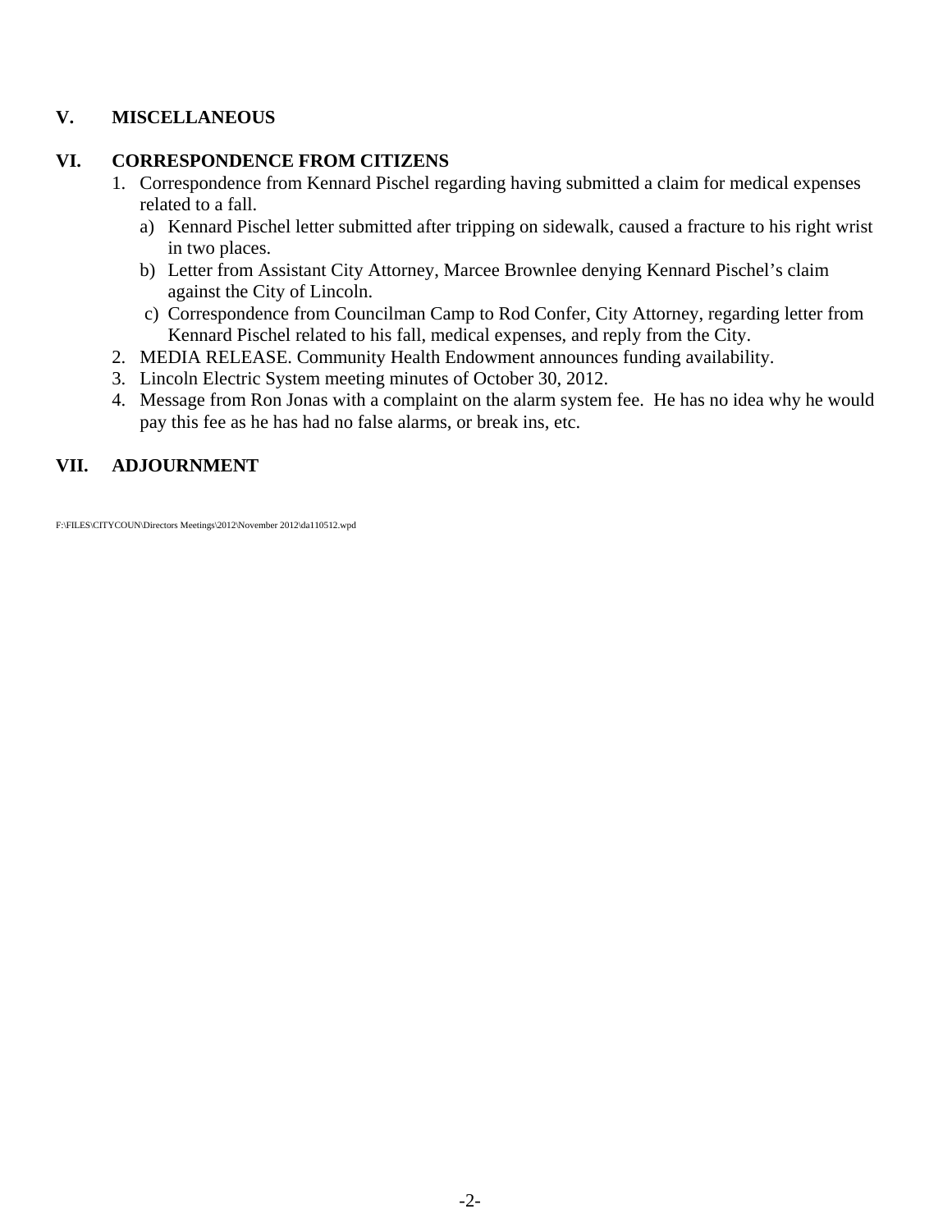## V. MISCELLANEOUS

## VI. CORRESPONDENCE FROM CITIZENS

1. Correspondence from Kennard Pischel regarding having submitted a claim for medical expenses related to a fall.
   a) Kennard Pischel letter submitted after tripping on sidewalk, caused a fracture to his right wrist in two places.
   b) Letter from Assistant City Attorney, Marcee Brownlee denying Kennard Pischel's claim against the City of Lincoln.
   c) Correspondence from Councilman Camp to Rod Confer, City Attorney, regarding letter from Kennard Pischel related to his fall, medical expenses, and reply from the City.
2. MEDIA RELEASE. Community Health Endowment announces funding availability.
3. Lincoln Electric System meeting minutes of October 30, 2012.
4. Message from Ron Jonas with a complaint on the alarm system fee. He has no idea why he would pay this fee as he has had no false alarms, or break ins, etc.

## VII. ADJOURNMENT

F:\FILES\CITYCOUN\Directors Meetings\2012\November 2012\da110512.wpd